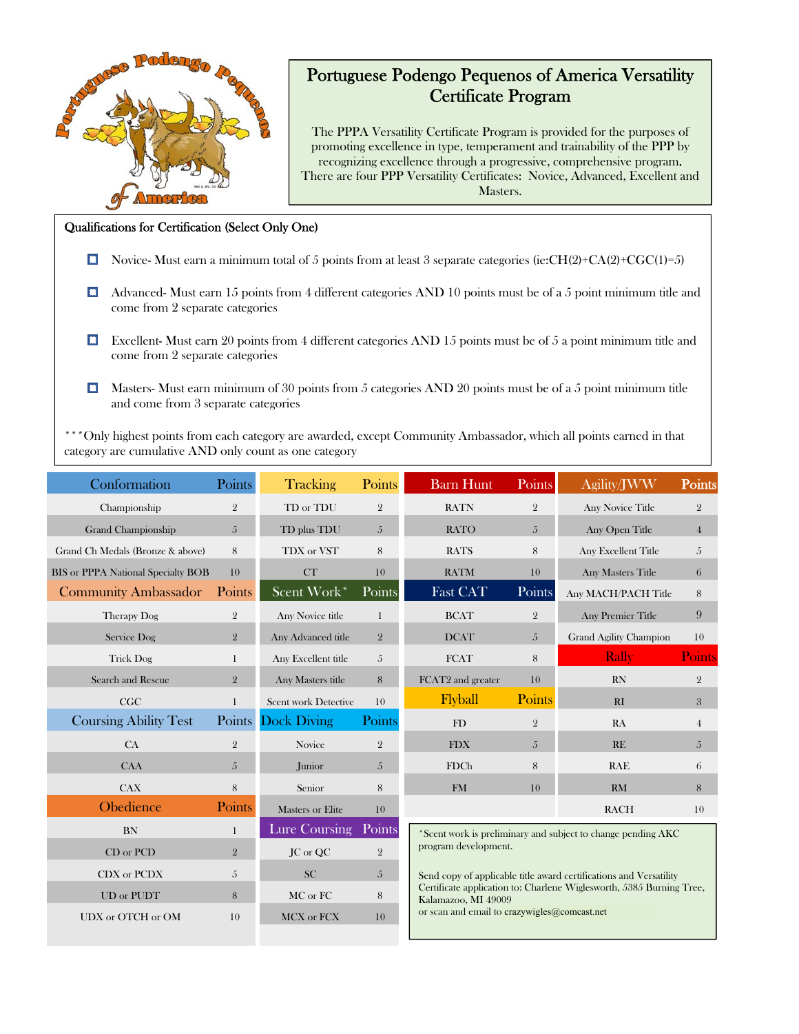# Portuguese Podengo Pequenos of America Versatility Certificate Program

The PPPA Versatility Certificate Program is provided for the purposes of promoting excellence in type, temperament and trainability of the PPP by recognizing excellence through a progressive, comprehensive program. There are four PPP Versatility Certificates: Novice, Advanced, Excellent and Masters.

## Qualifications for Certification (Select Only One)

- Novice- Must earn a minimum total of 5 points from at least 3 separate categories (ie:CH(2)+CA(2)+CGC(1)=5)
- Advanced- Must earn 15 points from 4 different categories AND 10 points must be of a 5 point minimum title and come from 2 separate categories
- Excellent- Must earn 20 points from 4 different categories AND 15 points must be of 5 a point minimum title and come from 2 separate categories
- Masters- Must earn minimum of 30 points from 5 categories AND 20 points must be of a 5 point minimum title and come from 3 separate categories

***Only highest points from each category are awarded, except Community Ambassador, which all points earned in that category are cumulative AND only count as one category

| Conformation | Points |
|---|---|
| Championship | 2 |
| Grand Championship | 5 |
| Grand Ch Medals (Bronze & above) | 8 |
| BIS or PPPA National Specialty BOB | 10 |

| Community Ambassador | Points |
|---|---|
| Therapy Dog | 2 |
| Service Dog | 2 |
| Trick Dog | 1 |
| Search and Rescue | 2 |
| CGC | 1 |

| Coursing Ability Test | Points |
|---|---|
| CA | 2 |
| CAA | 5 |
| CAX | 8 |

| Obedience | Points |
|---|---|
| BN | 1 |
| CD or PCD | 2 |
| CDX or PCDX | 5 |
| UD or PUDT | 8 |
| UDX or OTCH or OM | 10 |

| Tracking | Points |
|---|---|
| TD or TDU | 2 |
| TD plus TDU | 5 |
| TDX or VST | 8 |
| CT | 10 |

| Scent Work* | Points |
|---|---|
| Any Novice title | 1 |
| Any Advanced title | 2 |
| Any Excellent title | 5 |
| Any Masters title | 8 |
| Scent work Detective | 10 |

| Dock Diving | Points |
|---|---|
| Novice | 2 |
| Junior | 5 |
| Senior | 8 |
| Masters or Elite | 10 |

| Lure Coursing | Points |
|---|---|
| JC or QC | 2 |
| SC | 5 |
| MC or FC | 8 |
| MCX or FCX | 10 |

| Barn Hunt | Points |
|---|---|
| RATN | 2 |
| RATO | 5 |
| RATS | 8 |
| RATM | 10 |

| Fast CAT | Points |
|---|---|
| BCAT | 2 |
| DCAT | 5 |
| FCAT | 8 |
| FCAT2 and greater | 10 |

| Flyball | Points |
|---|---|
| FD | 2 |
| FDX | 5 |
| FDCh | 8 |
| FM | 10 |

| Agility/JWW | Points |
|---|---|
| Any Novice Title | 2 |
| Any Open Title | 4 |
| Any Excellent Title | 5 |
| Any Masters Title | 6 |
| Any MACH/PACH Title | 8 |
| Any Premier Title | 9 |
| Grand Agility Champion | 10 |

| Rally | Points |
|---|---|
| RN | 2 |
| RI | 3 |
| RA | 4 |
| RE | 5 |
| RAE | 6 |
| RM | 8 |
| RACH | 10 |

*Scent work is preliminary and subject to change pending AKC program development.

Send copy of applicable title award certifications and Versatility Certificate application to: Charlene Wiglesworth, 5385 Burning Tree, Kalamazoo, MI 49009
or scan and email to crazywigles@comcast.net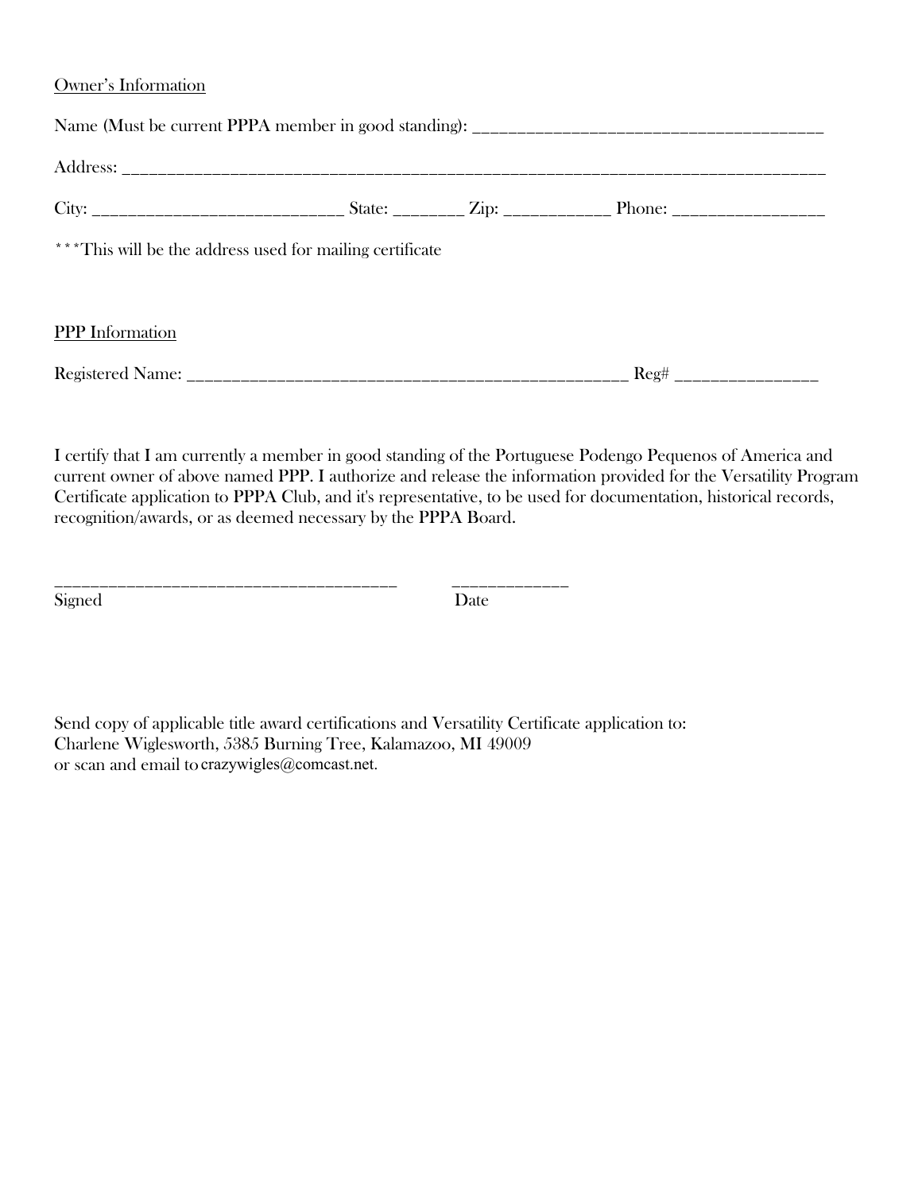Owner's Information

Name (Must be current PPPA member in good standing): ________________________________________

Address: ________________________________________________________________________________

City: ____________________________ State: ________ Zip: ____________ Phone: _________________

***This will be the address used for mailing certificate

PPP Information

Registered Name: ___________________________________________________ Reg# ________________

I certify that I am currently a member in good standing of the Portuguese Podengo Pequenos of America and current owner of above named PPP. I authorize and release the information provided for the Versatility Program Certificate application to PPPA Club, and it's representative, to be used for documentation, historical records, recognition/awards, or as deemed necessary by the PPPA Board.

_______________________________________ _____________

Signed Date

Send copy of applicable title award certifications and Versatility Certificate application to:
Charlene Wiglesworth, 5385 Burning Tree, Kalamazoo, MI 49009
or scan and email to crazywigles@comcast.net.